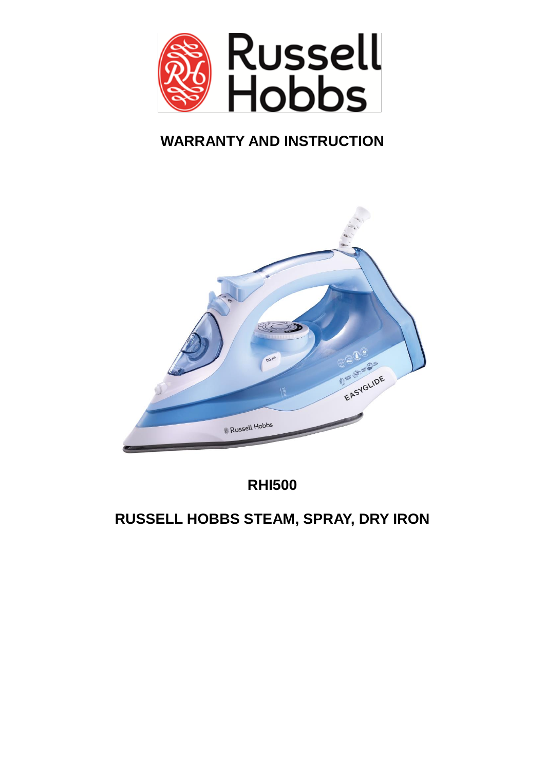# WARRANTY AND INSTRUCTION

## RHI500

## RUSSELL HOBBS STEAM, SPRAY, DRY IRON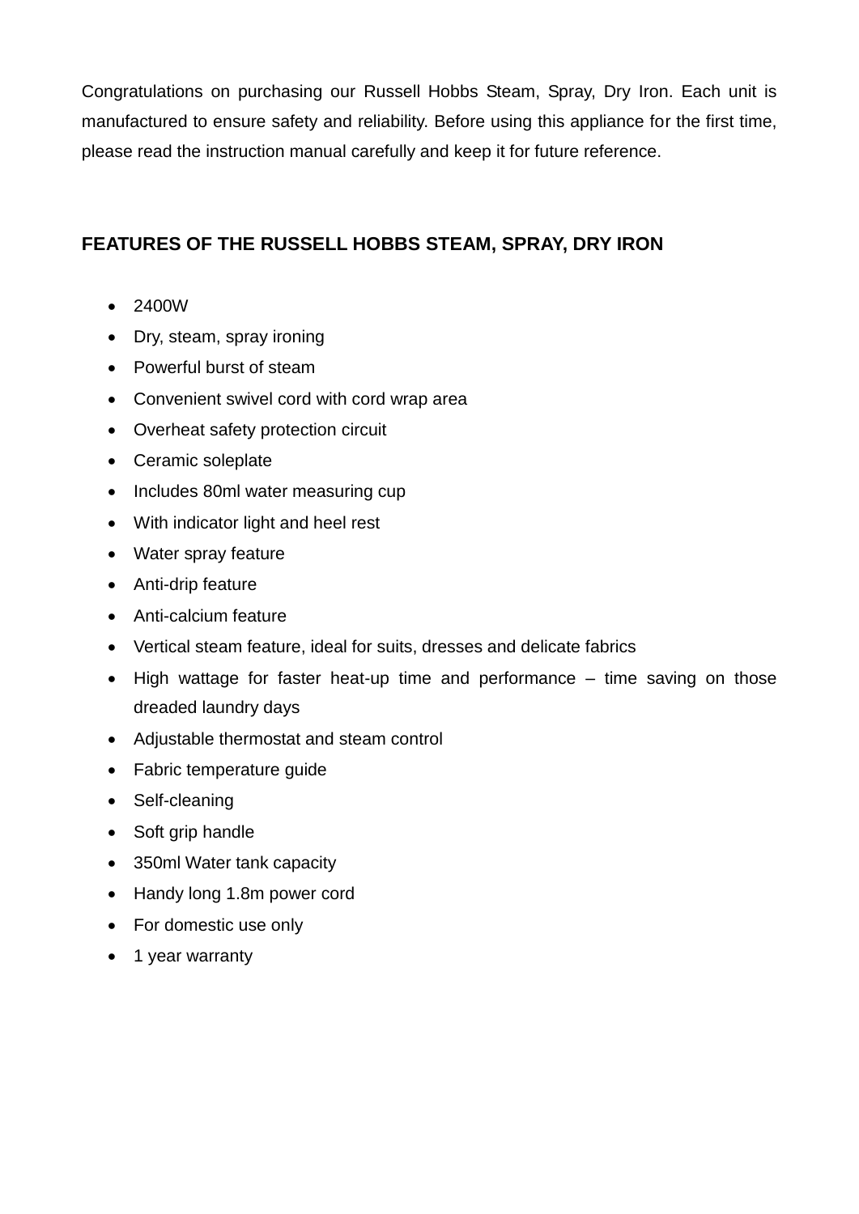Congratulations on purchasing our Russell Hobbs Steam, Spray, Dry Iron. Each unit is manufactured to ensure safety and reliability. Before using this appliance for the first time, please read the instruction manual carefully and keep it for future reference.

## FEATURES OF THE RUSSELL HOBBS STEAM, SPRAY, DRY IRON

- 2400W
- Dry, steam, spray ironing
- Powerful burst of steam
- Convenient swivel cord with cord wrap area
- Overheat safety protection circuit
- Ceramic soleplate
- Includes 80ml water measuring cup
- With indicator light and heel rest
- Water spray feature
- Anti-drip feature
- Anti-calcium feature
- Vertical steam feature, ideal for suits, dresses and delicate fabrics
- High wattage for faster heat-up time and performance – time saving on those dreaded laundry days
- Adjustable thermostat and steam control
- Fabric temperature guide
- Self-cleaning
- Soft grip handle
- 350ml Water tank capacity
- Handy long 1.8m power cord
- For domestic use only
- 1 year warranty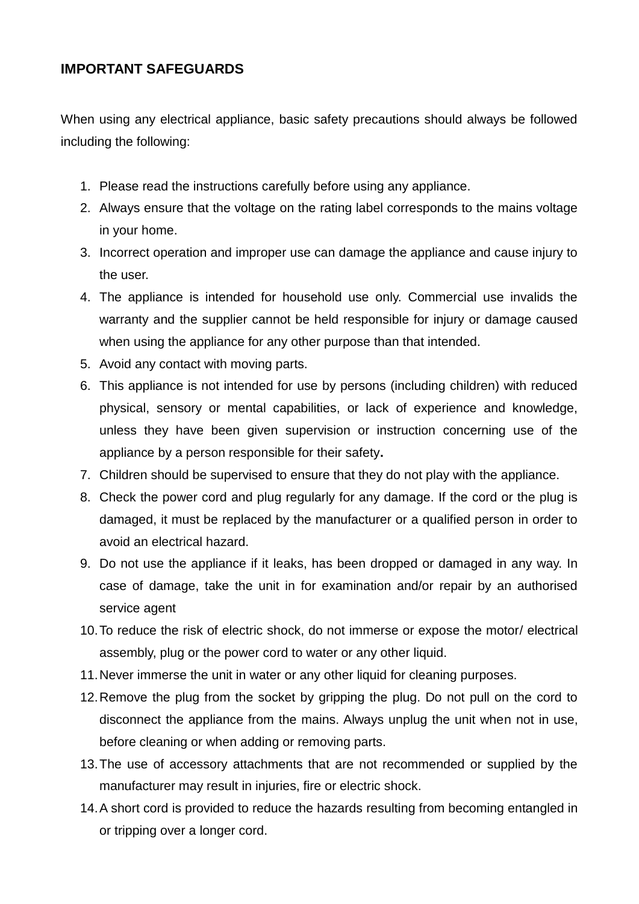## IMPORTANT SAFEGUARDS

When using any electrical appliance, basic safety precautions should always be followed including the following:

1. Please read the instructions carefully before using any appliance.
2. Always ensure that the voltage on the rating label corresponds to the mains voltage in your home.
3. Incorrect operation and improper use can damage the appliance and cause injury to the user.
4. The appliance is intended for household use only. Commercial use invalids the warranty and the supplier cannot be held responsible for injury or damage caused when using the appliance for any other purpose than that intended.
5. Avoid any contact with moving parts.
6. This appliance is not intended for use by persons (including children) with reduced physical, sensory or mental capabilities, or lack of experience and knowledge, unless they have been given supervision or instruction concerning use of the appliance by a person responsible for their safety.
7. Children should be supervised to ensure that they do not play with the appliance.
8. Check the power cord and plug regularly for any damage. If the cord or the plug is damaged, it must be replaced by the manufacturer or a qualified person in order to avoid an electrical hazard.
9. Do not use the appliance if it leaks, has been dropped or damaged in any way. In case of damage, take the unit in for examination and/or repair by an authorised service agent
10. To reduce the risk of electric shock, do not immerse or expose the motor/ electrical assembly, plug or the power cord to water or any other liquid.
11. Never immerse the unit in water or any other liquid for cleaning purposes.
12. Remove the plug from the socket by gripping the plug. Do not pull on the cord to disconnect the appliance from the mains. Always unplug the unit when not in use, before cleaning or when adding or removing parts.
13. The use of accessory attachments that are not recommended or supplied by the manufacturer may result in injuries, fire or electric shock.
14. A short cord is provided to reduce the hazards resulting from becoming entangled in or tripping over a longer cord.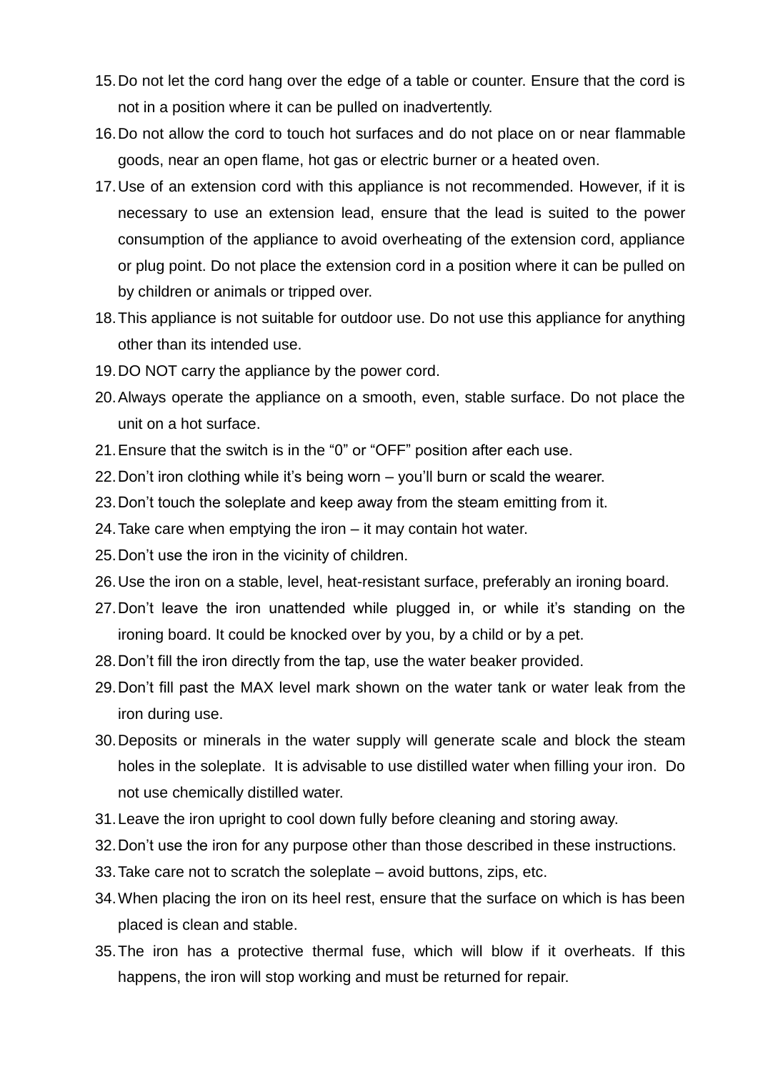15. Do not let the cord hang over the edge of a table or counter. Ensure that the cord is not in a position where it can be pulled on inadvertently.
16. Do not allow the cord to touch hot surfaces and do not place on or near flammable goods, near an open flame, hot gas or electric burner or a heated oven.
17. Use of an extension cord with this appliance is not recommended. However, if it is necessary to use an extension lead, ensure that the lead is suited to the power consumption of the appliance to avoid overheating of the extension cord, appliance or plug point. Do not place the extension cord in a position where it can be pulled on by children or animals or tripped over.
18. This appliance is not suitable for outdoor use. Do not use this appliance for anything other than its intended use.
19. DO NOT carry the appliance by the power cord.
20. Always operate the appliance on a smooth, even, stable surface. Do not place the unit on a hot surface.
21. Ensure that the switch is in the “0” or “OFF” position after each use.
22. Don’t iron clothing while it’s being worn – you’ll burn or scald the wearer.
23. Don’t touch the soleplate and keep away from the steam emitting from it.
24. Take care when emptying the iron – it may contain hot water.
25. Don’t use the iron in the vicinity of children.
26. Use the iron on a stable, level, heat-resistant surface, preferably an ironing board.
27. Don’t leave the iron unattended while plugged in, or while it’s standing on the ironing board. It could be knocked over by you, by a child or by a pet.
28. Don’t fill the iron directly from the tap, use the water beaker provided.
29. Don’t fill past the MAX level mark shown on the water tank or water leak from the iron during use.
30. Deposits or minerals in the water supply will generate scale and block the steam holes in the soleplate. It is advisable to use distilled water when filling your iron. Do not use chemically distilled water.
31. Leave the iron upright to cool down fully before cleaning and storing away.
32. Don’t use the iron for any purpose other than those described in these instructions.
33. Take care not to scratch the soleplate – avoid buttons, zips, etc.
34. When placing the iron on its heel rest, ensure that the surface on which is has been placed is clean and stable.
35. The iron has a protective thermal fuse, which will blow if it overheats. If this happens, the iron will stop working and must be returned for repair.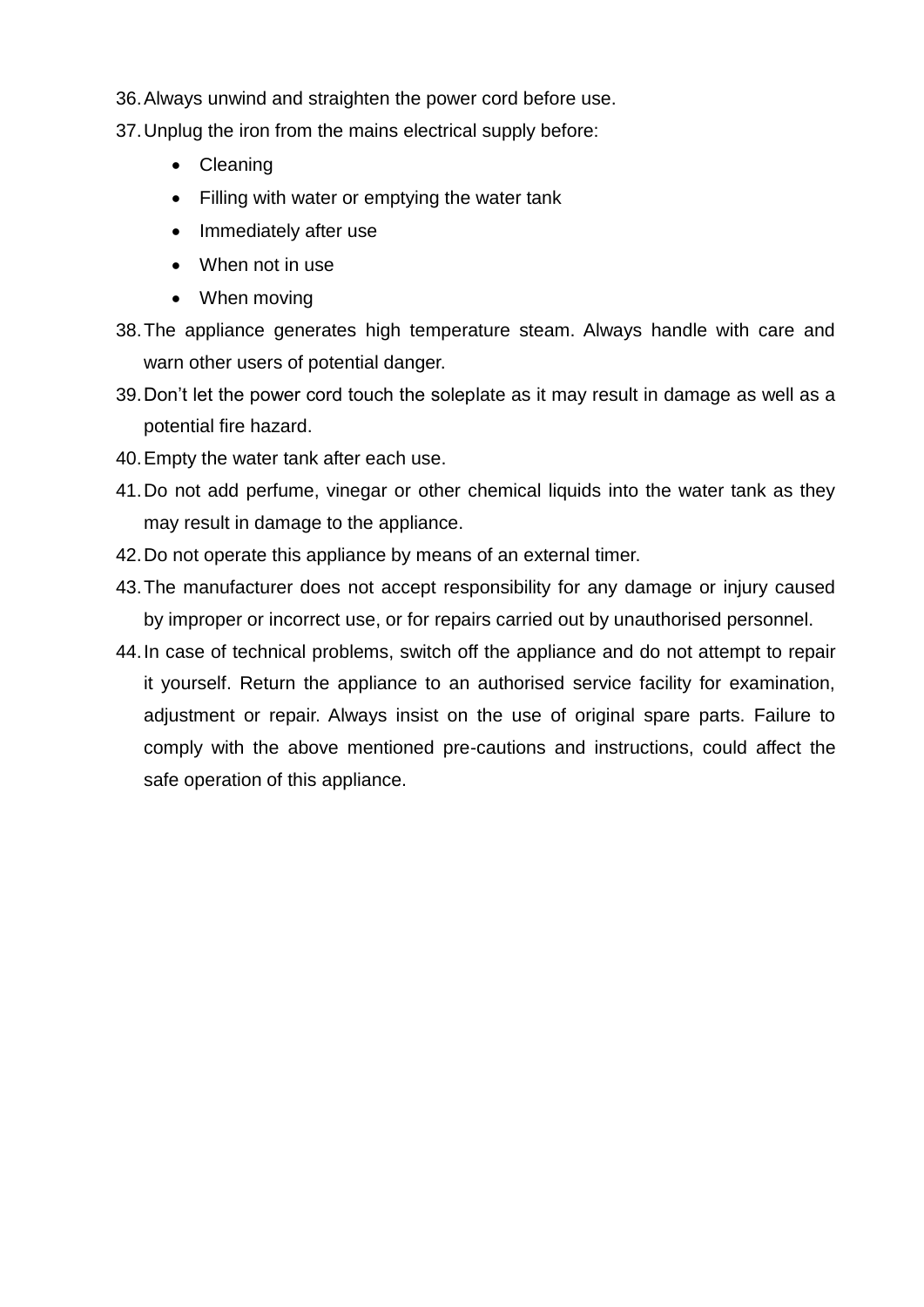36. Always unwind and straighten the power cord before use.
37. Unplug the iron from the mains electrical supply before:
    - Cleaning
    - Filling with water or emptying the water tank
    - Immediately after use
    - When not in use
    - When moving
38. The appliance generates high temperature steam. Always handle with care and warn other users of potential danger.
39. Don't let the power cord touch the soleplate as it may result in damage as well as a potential fire hazard.
40. Empty the water tank after each use.
41. Do not add perfume, vinegar or other chemical liquids into the water tank as they may result in damage to the appliance.
42. Do not operate this appliance by means of an external timer.
43. The manufacturer does not accept responsibility for any damage or injury caused by improper or incorrect use, or for repairs carried out by unauthorised personnel.
44. In case of technical problems, switch off the appliance and do not attempt to repair it yourself. Return the appliance to an authorised service facility for examination, adjustment or repair. Always insist on the use of original spare parts. Failure to comply with the above mentioned pre-cautions and instructions, could affect the safe operation of this appliance.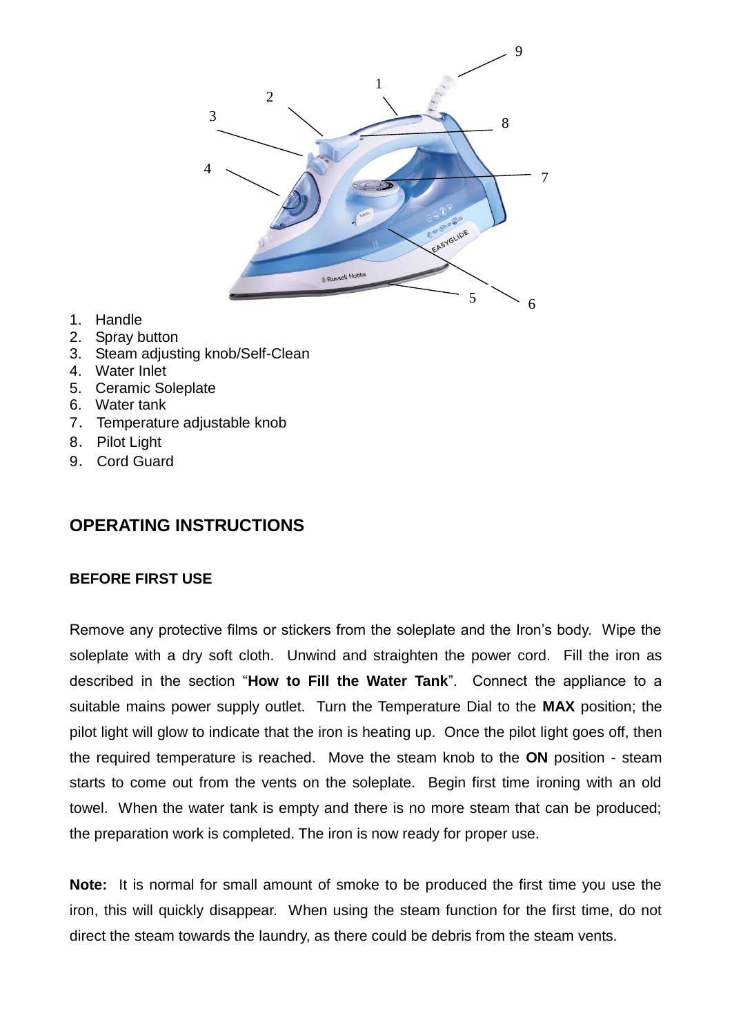1. Handle
2. Spray button
3. Steam adjusting knob/Self-Clean
4. Water Inlet
5. Ceramic Soleplate
6. Water tank
7. Temperature adjustable knob
8. Pilot Light
9. Cord Guard

## OPERATING INSTRUCTIONS

### BEFORE FIRST USE

Remove any protective films or stickers from the soleplate and the Iron's body. Wipe the soleplate with a dry soft cloth. Unwind and straighten the power cord. Fill the iron as described in the section "**How to Fill the Water Tank**". Connect the appliance to a suitable mains power supply outlet. Turn the Temperature Dial to the **MAX** position; the pilot light will glow to indicate that the iron is heating up. Once the pilot light goes off, then the required temperature is reached. Move the steam knob to the **ON** position - steam starts to come out from the vents on the soleplate. Begin first time ironing with an old towel. When the water tank is empty and there is no more steam that can be produced; the preparation work is completed. The iron is now ready for proper use.

**Note:** It is normal for small amount of smoke to be produced the first time you use the iron, this will quickly disappear. When using the steam function for the first time, do not direct the steam towards the laundry, as there could be debris from the steam vents.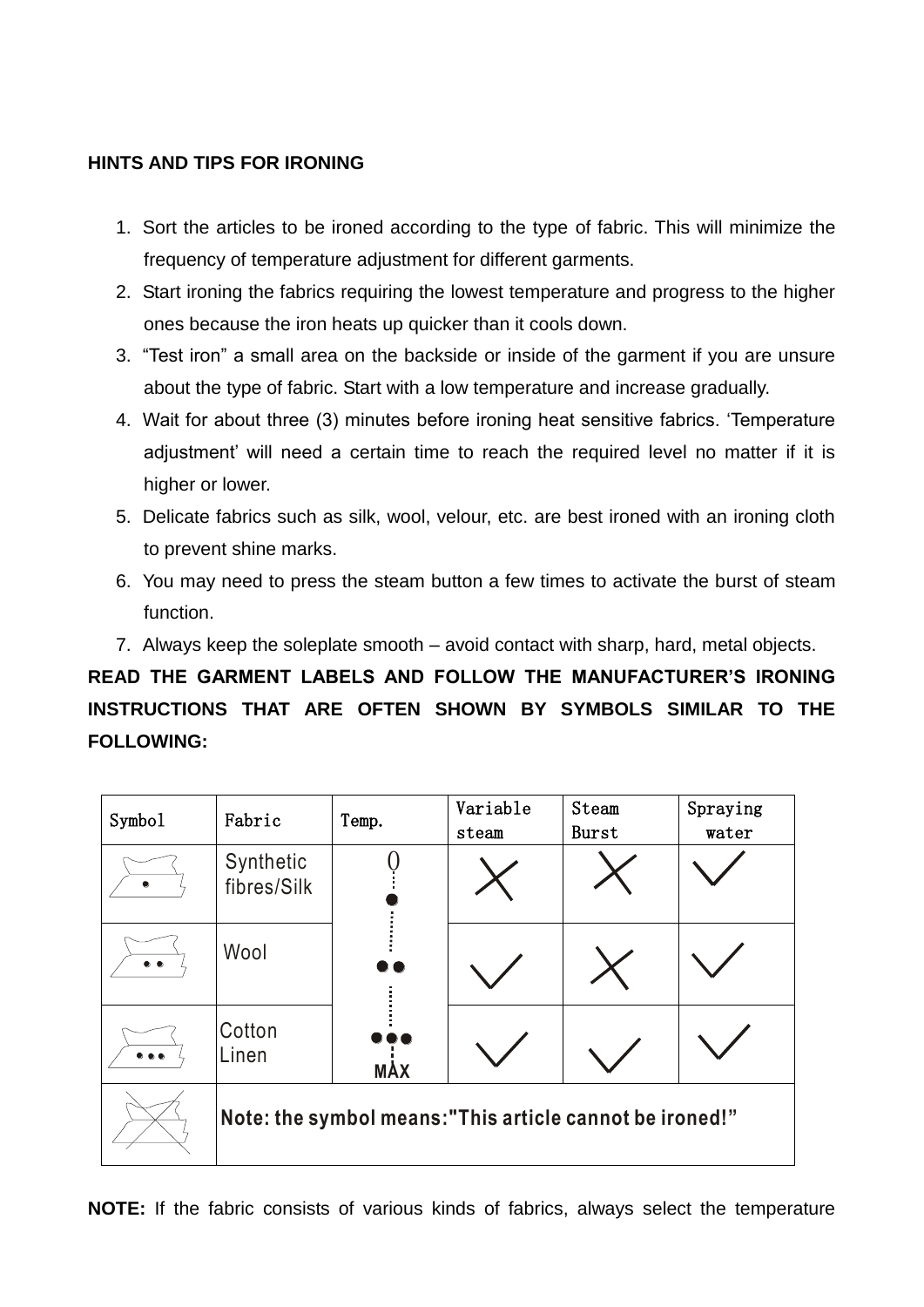**HINTS AND TIPS FOR IRONING**

1. Sort the articles to be ironed according to the type of fabric. This will minimize the frequency of temperature adjustment for different garments.
2. Start ironing the fabrics requiring the lowest temperature and progress to the higher ones because the iron heats up quicker than it cools down.
3. "Test iron" a small area on the backside or inside of the garment if you are unsure about the type of fabric. Start with a low temperature and increase gradually.
4. Wait for about three (3) minutes before ironing heat sensitive fabrics. 'Temperature adjustment' will need a certain time to reach the required level no matter if it is higher or lower.
5. Delicate fabrics such as silk, wool, velour, etc. are best ironed with an ironing cloth to prevent shine marks.
6. You may need to press the steam button a few times to activate the burst of steam function.
7. Always keep the soleplate smooth – avoid contact with sharp, hard, metal objects.

**READ THE GARMENT LABELS AND FOLLOW THE MANUFACTURER'S IRONING INSTRUCTIONS THAT ARE OFTEN SHOWN BY SYMBOLS SIMILAR TO THE FOLLOWING:**

| Symbol | Fabric | Temp. | Variable steam | Steam Burst | Spraying water |
|---|---|---|---|---|---|
| Iron with • | Synthetic fibres/Silk | 0 … • | ✗ | ✗ | ✓ |
| Iron with •• | Wool | •• | ✓ | ✗ | ✓ |
| Iron with ••• | Cotton Linen | ••• … MAX | ✓ | ✓ | ✓ |
| Crossed-out iron | **Note: the symbol means:"This article cannot be ironed!"** | | | | |

**NOTE:** If the fabric consists of various kinds of fabrics, always select the temperature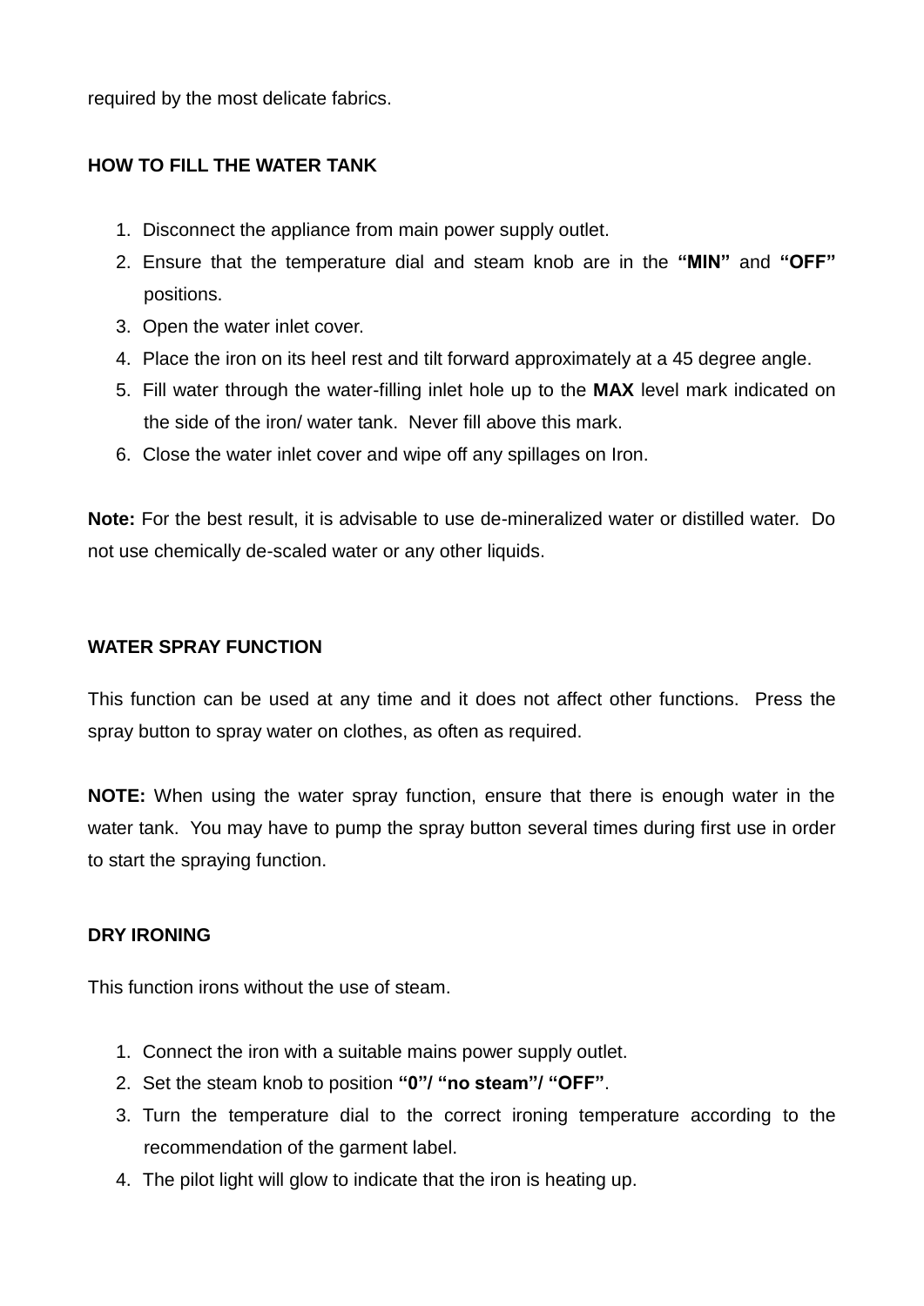required by the most delicate fabrics.

## HOW TO FILL THE WATER TANK

1. Disconnect the appliance from main power supply outlet.
2. Ensure that the temperature dial and steam knob are in the **"MIN"** and **"OFF"** positions.
3. Open the water inlet cover.
4. Place the iron on its heel rest and tilt forward approximately at a 45 degree angle.
5. Fill water through the water-filling inlet hole up to the **MAX** level mark indicated on the side of the iron/ water tank. Never fill above this mark.
6. Close the water inlet cover and wipe off any spillages on Iron.

**Note:** For the best result, it is advisable to use de-mineralized water or distilled water. Do not use chemically de-scaled water or any other liquids.

## WATER SPRAY FUNCTION

This function can be used at any time and it does not affect other functions. Press the spray button to spray water on clothes, as often as required.

**NOTE:** When using the water spray function, ensure that there is enough water in the water tank. You may have to pump the spray button several times during first use in order to start the spraying function.

## DRY IRONING

This function irons without the use of steam.

1. Connect the iron with a suitable mains power supply outlet.
2. Set the steam knob to position **"0"/ "no steam"/ "OFF"**.
3. Turn the temperature dial to the correct ironing temperature according to the recommendation of the garment label.
4. The pilot light will glow to indicate that the iron is heating up.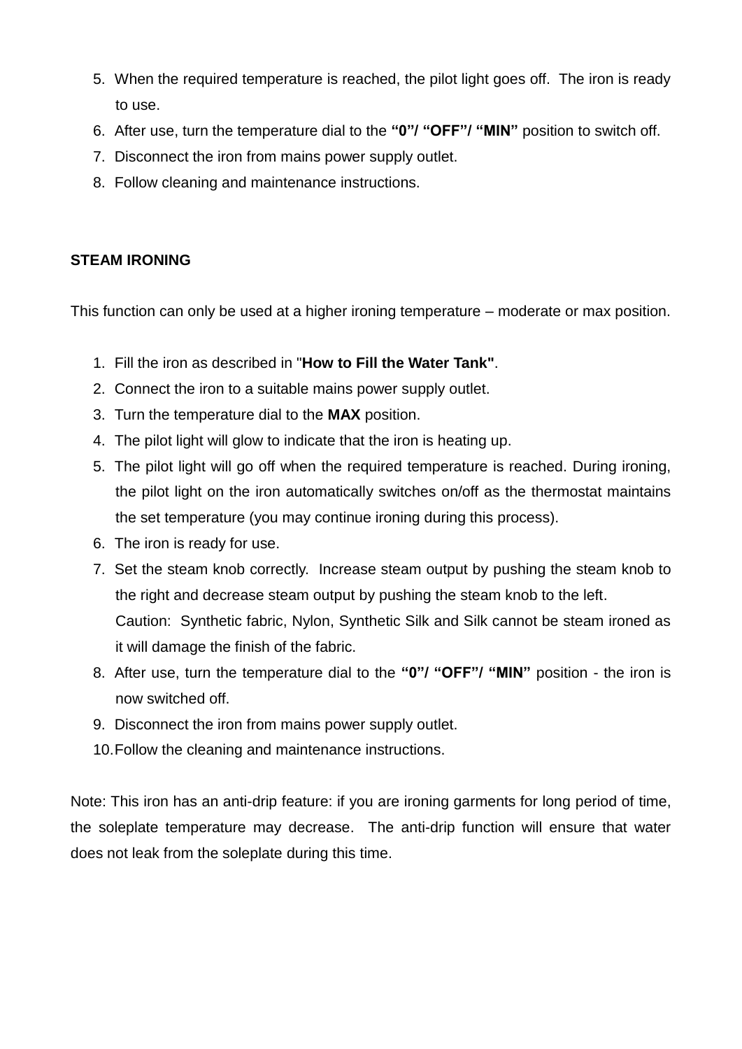5. When the required temperature is reached, the pilot light goes off. The iron is ready to use.
6. After use, turn the temperature dial to the **"0"/ "OFF"/ "MIN"** position to switch off.
7. Disconnect the iron from mains power supply outlet.
8. Follow cleaning and maintenance instructions.

**STEAM IRONING**

This function can only be used at a higher ironing temperature – moderate or max position.

1. Fill the iron as described in "**How to Fill the Water Tank"**.
2. Connect the iron to a suitable mains power supply outlet.
3. Turn the temperature dial to the **MAX** position.
4. The pilot light will glow to indicate that the iron is heating up.
5. The pilot light will go off when the required temperature is reached. During ironing, the pilot light on the iron automatically switches on/off as the thermostat maintains the set temperature (you may continue ironing during this process).
6. The iron is ready for use.
7. Set the steam knob correctly. Increase steam output by pushing the steam knob to the right and decrease steam output by pushing the steam knob to the left.
   Caution: Synthetic fabric, Nylon, Synthetic Silk and Silk cannot be steam ironed as it will damage the finish of the fabric.
8. After use, turn the temperature dial to the **"0"/ "OFF"/ "MIN"** position - the iron is now switched off.
9. Disconnect the iron from mains power supply outlet.
10. Follow the cleaning and maintenance instructions.

Note: This iron has an anti-drip feature: if you are ironing garments for long period of time, the soleplate temperature may decrease. The anti-drip function will ensure that water does not leak from the soleplate during this time.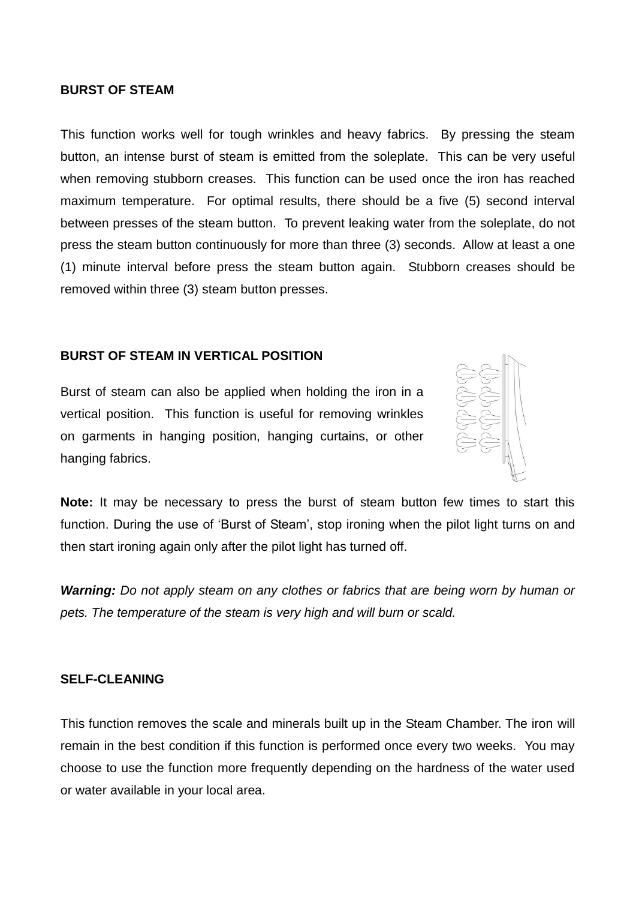### BURST OF STEAM

This function works well for tough wrinkles and heavy fabrics. By pressing the steam button, an intense burst of steam is emitted from the soleplate. This can be very useful when removing stubborn creases. This function can be used once the iron has reached maximum temperature. For optimal results, there should be a five (5) second interval between presses of the steam button. To prevent leaking water from the soleplate, do not press the steam button continuously for more than three (3) seconds. Allow at least a one (1) minute interval before press the steam button again. Stubborn creases should be removed within three (3) steam button presses.

### BURST OF STEAM IN VERTICAL POSITION

Burst of steam can also be applied when holding the iron in a vertical position. This function is useful for removing wrinkles on garments in hanging position, hanging curtains, or other hanging fabrics.

**Note:** It may be necessary to press the burst of steam button few times to start this function. During the use of 'Burst of Steam', stop ironing when the pilot light turns on and then start ironing again only after the pilot light has turned off.

***Warning:*** *Do not apply steam on any clothes or fabrics that are being worn by human or pets. The temperature of the steam is very high and will burn or scald.*

### SELF-CLEANING

This function removes the scale and minerals built up in the Steam Chamber. The iron will remain in the best condition if this function is performed once every two weeks. You may choose to use the function more frequently depending on the hardness of the water used or water available in your local area.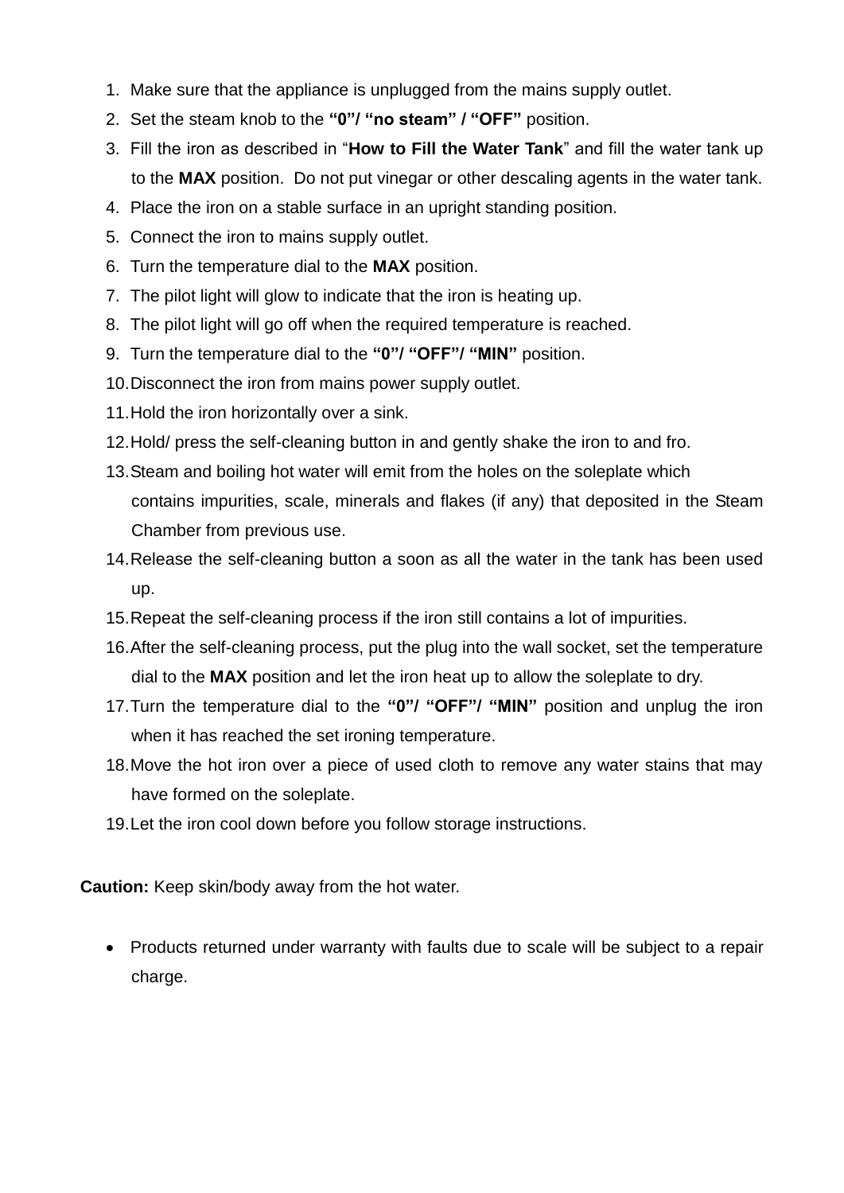1. Make sure that the appliance is unplugged from the mains supply outlet.
2. Set the steam knob to the **"0"/ "no steam" / "OFF"** position.
3. Fill the iron as described in "**How to Fill the Water Tank**" and fill the water tank up to the **MAX** position. Do not put vinegar or other descaling agents in the water tank.
4. Place the iron on a stable surface in an upright standing position.
5. Connect the iron to mains supply outlet.
6. Turn the temperature dial to the **MAX** position.
7. The pilot light will glow to indicate that the iron is heating up.
8. The pilot light will go off when the required temperature is reached.
9. Turn the temperature dial to the **"0"/ "OFF"/ "MIN"** position.
10. Disconnect the iron from mains power supply outlet.
11. Hold the iron horizontally over a sink.
12. Hold/ press the self-cleaning button in and gently shake the iron to and fro.
13. Steam and boiling hot water will emit from the holes on the soleplate which contains impurities, scale, minerals and flakes (if any) that deposited in the Steam Chamber from previous use.
14. Release the self-cleaning button a soon as all the water in the tank has been used up.
15. Repeat the self-cleaning process if the iron still contains a lot of impurities.
16. After the self-cleaning process, put the plug into the wall socket, set the temperature dial to the **MAX** position and let the iron heat up to allow the soleplate to dry.
17. Turn the temperature dial to the **"0"/ "OFF"/ "MIN"** position and unplug the iron when it has reached the set ironing temperature.
18. Move the hot iron over a piece of used cloth to remove any water stains that may have formed on the soleplate.
19. Let the iron cool down before you follow storage instructions.

**Caution:** Keep skin/body away from the hot water.

- Products returned under warranty with faults due to scale will be subject to a repair charge.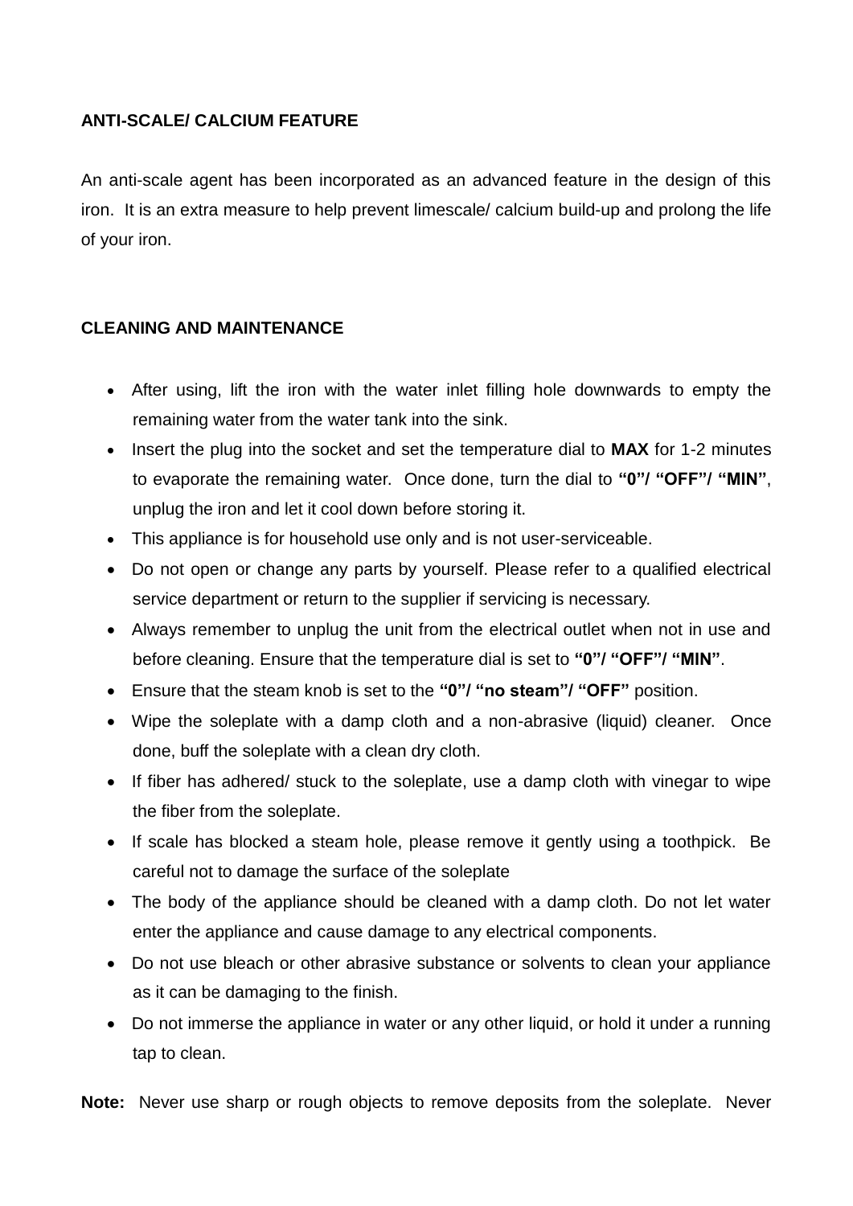## ANTI-SCALE/ CALCIUM FEATURE

An anti-scale agent has been incorporated as an advanced feature in the design of this iron. It is an extra measure to help prevent limescale/ calcium build-up and prolong the life of your iron.

## CLEANING AND MAINTENANCE

- After using, lift the iron with the water inlet filling hole downwards to empty the remaining water from the water tank into the sink.
- Insert the plug into the socket and set the temperature dial to **MAX** for 1-2 minutes to evaporate the remaining water. Once done, turn the dial to **"0"/ "OFF"/ "MIN"**, unplug the iron and let it cool down before storing it.
- This appliance is for household use only and is not user-serviceable.
- Do not open or change any parts by yourself. Please refer to a qualified electrical service department or return to the supplier if servicing is necessary.
- Always remember to unplug the unit from the electrical outlet when not in use and before cleaning. Ensure that the temperature dial is set to **"0"/ "OFF"/ "MIN"**.
- Ensure that the steam knob is set to the **"0"/ "no steam"/ "OFF"** position.
- Wipe the soleplate with a damp cloth and a non-abrasive (liquid) cleaner. Once done, buff the soleplate with a clean dry cloth.
- If fiber has adhered/ stuck to the soleplate, use a damp cloth with vinegar to wipe the fiber from the soleplate.
- If scale has blocked a steam hole, please remove it gently using a toothpick. Be careful not to damage the surface of the soleplate
- The body of the appliance should be cleaned with a damp cloth. Do not let water enter the appliance and cause damage to any electrical components.
- Do not use bleach or other abrasive substance or solvents to clean your appliance as it can be damaging to the finish.
- Do not immerse the appliance in water or any other liquid, or hold it under a running tap to clean.

**Note:** Never use sharp or rough objects to remove deposits from the soleplate. Never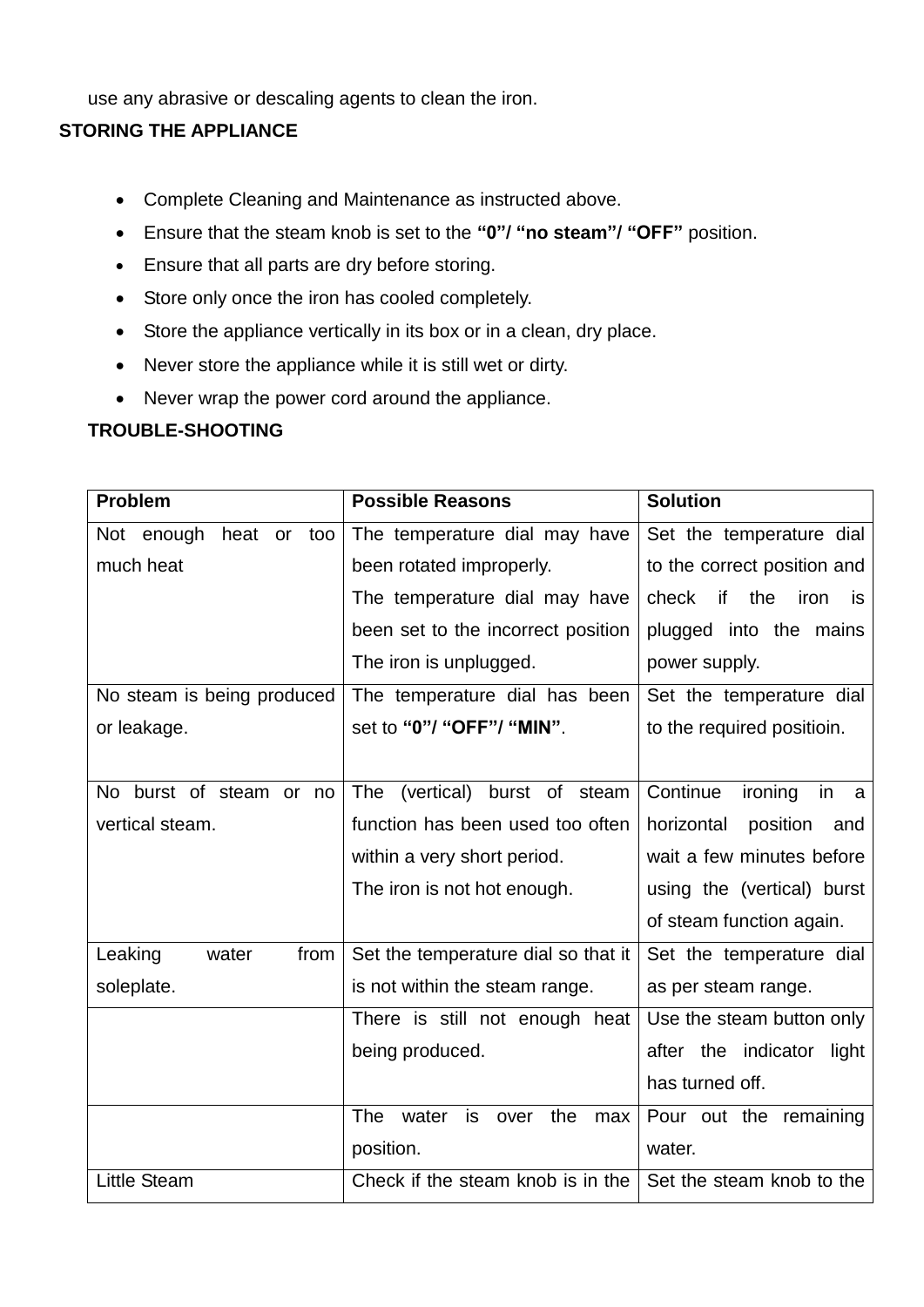use any abrasive or descaling agents to clean the iron.

## STORING THE APPLIANCE

- Complete Cleaning and Maintenance as instructed above.
- Ensure that the steam knob is set to the **"0"/ "no steam"/ "OFF"** position.
- Ensure that all parts are dry before storing.
- Store only once the iron has cooled completely.
- Store the appliance vertically in its box or in a clean, dry place.
- Never store the appliance while it is still wet or dirty.
- Never wrap the power cord around the appliance.

## TROUBLE-SHOOTING

| Problem | Possible Reasons | Solution |
|---|---|---|
| Not enough heat or too much heat | The temperature dial may have been rotated improperly.<br>The temperature dial may have been set to the incorrect position<br>The iron is unplugged. | Set the temperature dial to the correct position and check if the iron is plugged into the mains power supply. |
| No steam is being produced or leakage. | The temperature dial has been set to **"0"/ "OFF"/ "MIN"**. | Set the temperature dial to the required positioin. |
| No burst of steam or no vertical steam. | The (vertical) burst of steam function has been used too often within a very short period.<br>The iron is not hot enough. | Continue ironing in a horizontal position and wait a few minutes before using the (vertical) burst of steam function again. |
| Leaking water from soleplate. | Set the temperature dial so that it is not within the steam range. | Set the temperature dial as per steam range. |
| | There is still not enough heat being produced. | Use the steam button only after the indicator light has turned off. |
| | The water is over the max position. | Pour out the remaining water. |
| Little Steam | Check if the steam knob is in the | Set the steam knob to the |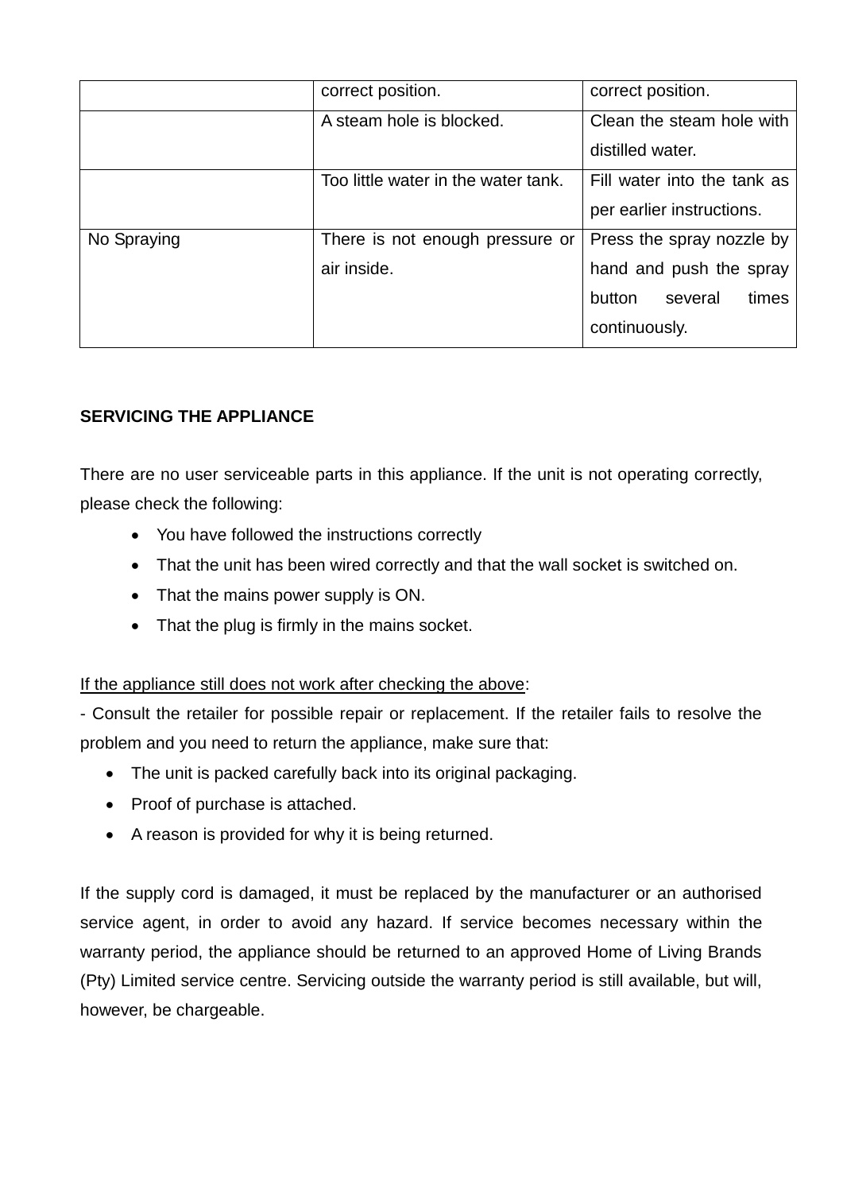| | | |
|---|---|---|
| | correct position. | correct position. |
| | A steam hole is blocked. | Clean the steam hole with distilled water. |
| | Too little water in the water tank. | Fill water into the tank as per earlier instructions. |
| No Spraying | There is not enough pressure or air inside. | Press the spray nozzle by hand and push the spray button several times continuously. |

**SERVICING THE APPLIANCE**

There are no user serviceable parts in this appliance. If the unit is not operating correctly, please check the following:

- You have followed the instructions correctly
- That the unit has been wired correctly and that the wall socket is switched on.
- That the mains power supply is ON.
- That the plug is firmly in the mains socket.

<u>If the appliance still does not work after checking the above</u>:

- Consult the retailer for possible repair or replacement. If the retailer fails to resolve the problem and you need to return the appliance, make sure that:

- The unit is packed carefully back into its original packaging.
- Proof of purchase is attached.
- A reason is provided for why it is being returned.

If the supply cord is damaged, it must be replaced by the manufacturer or an authorised service agent, in order to avoid any hazard. If service becomes necessary within the warranty period, the appliance should be returned to an approved Home of Living Brands (Pty) Limited service centre. Servicing outside the warranty period is still available, but will, however, be chargeable.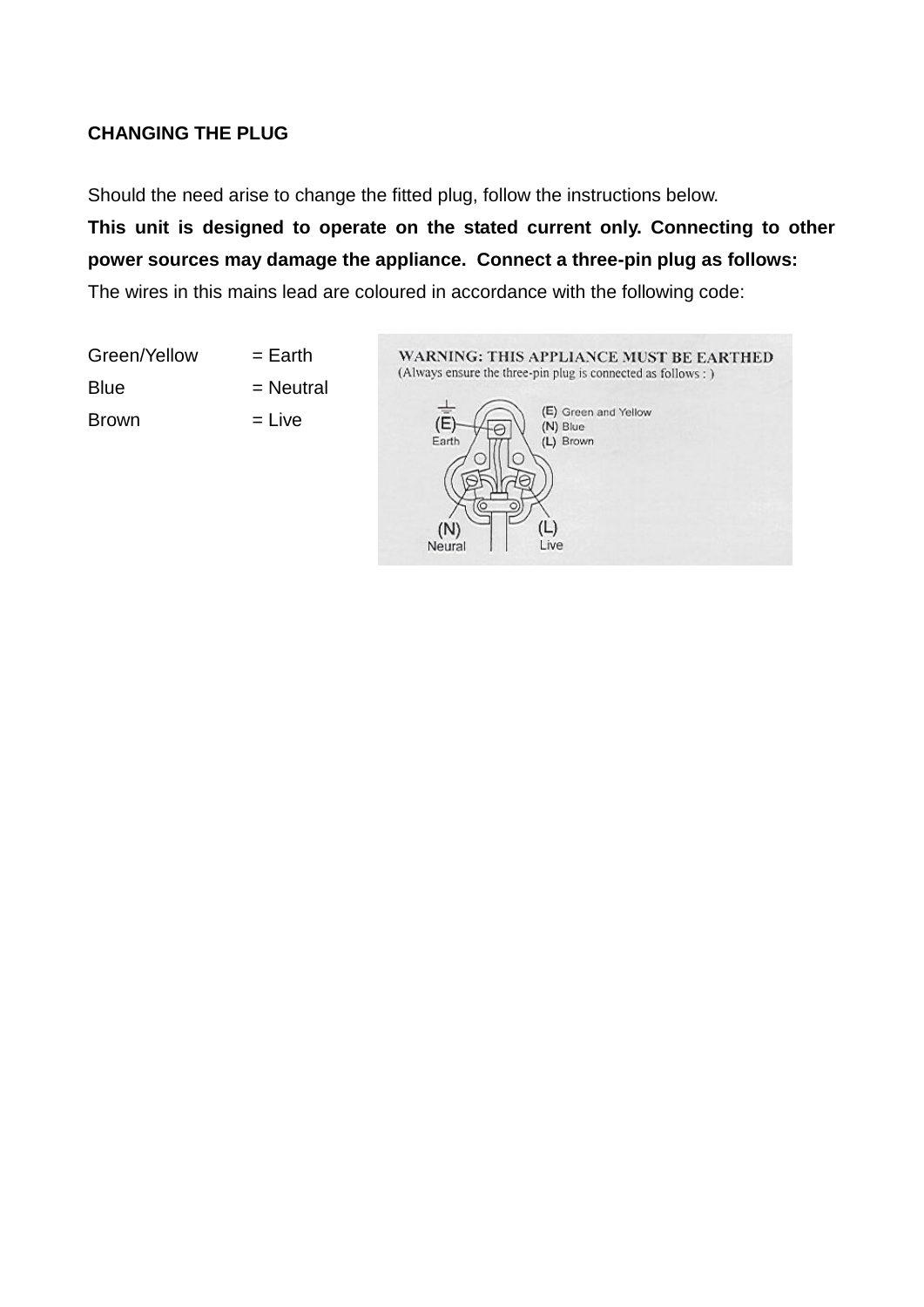**CHANGING THE PLUG**

Should the need arise to change the fitted plug, follow the instructions below.

**This unit is designed to operate on the stated current only. Connecting to other power sources may damage the appliance. Connect a three-pin plug as follows:**

The wires in this mains lead are coloured in accordance with the following code:

Green/Yellow = Earth

Blue = Neutral

Brown = Live

WARNING: THIS APPLIANCE MUST BE EARTHED

(Always ensure the three-pin plug is connected as follows : )

(E) Green and Yellow

(N) Blue

(L) Brown

(E) Earth

(N) Neural

(L) Live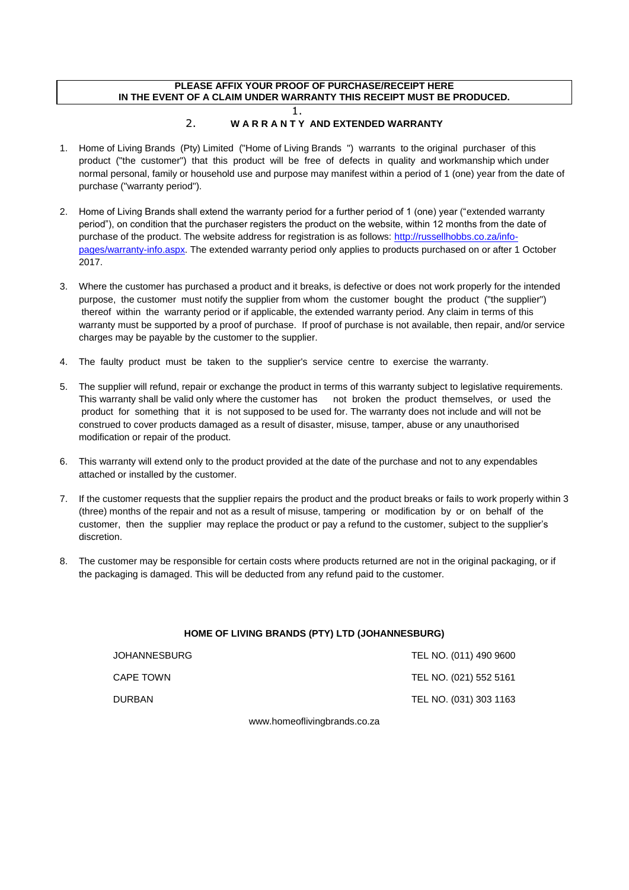**PLEASE AFFIX YOUR PROOF OF PURCHASE/RECEIPT HERE**
**IN THE EVENT OF A CLAIM UNDER WARRANTY THIS RECEIPT MUST BE PRODUCED.**

1.

## 2. W A R R A N T Y AND EXTENDED WARRANTY

1. Home of Living Brands (Pty) Limited ("Home of Living Brands ") warrants to the original purchaser of this product ("the customer") that this product will be free of defects in quality and workmanship which under normal personal, family or household use and purpose may manifest within a period of 1 (one) year from the date of purchase ("warranty period").

2. Home of Living Brands shall extend the warranty period for a further period of 1 (one) year ("extended warranty period"), on condition that the purchaser registers the product on the website, within 12 months from the date of purchase of the product. The website address for registration is as follows: http://russellhobbs.co.za/info-pages/warranty-info.aspx. The extended warranty period only applies to products purchased on or after 1 October 2017.

3. Where the customer has purchased a product and it breaks, is defective or does not work properly for the intended purpose, the customer must notify the supplier from whom the customer bought the product ("the supplier") thereof within the warranty period or if applicable, the extended warranty period. Any claim in terms of this warranty must be supported by a proof of purchase. If proof of purchase is not available, then repair, and/or service charges may be payable by the customer to the supplier.

4. The faulty product must be taken to the supplier's service centre to exercise the warranty.

5. The supplier will refund, repair or exchange the product in terms of this warranty subject to legislative requirements. This warranty shall be valid only where the customer has not broken the product themselves, or used the product for something that it is not supposed to be used for. The warranty does not include and will not be construed to cover products damaged as a result of disaster, misuse, tamper, abuse or any unauthorised modification or repair of the product.

6. This warranty will extend only to the product provided at the date of the purchase and not to any expendables attached or installed by the customer.

7. If the customer requests that the supplier repairs the product and the product breaks or fails to work properly within 3 (three) months of the repair and not as a result of misuse, tampering or modification by or on behalf of the customer, then the supplier may replace the product or pay a refund to the customer, subject to the supplier's discretion.

8. The customer may be responsible for certain costs where products returned are not in the original packaging, or if the packaging is damaged. This will be deducted from any refund paid to the customer.

**HOME OF LIVING BRANDS (PTY) LTD (JOHANNESBURG)**

| | |
|---|---|
| JOHANNESBURG | TEL NO. (011) 490 9600 |
| CAPE TOWN | TEL NO. (021) 552 5161 |
| DURBAN | TEL NO. (031) 303 1163 |

www.homeoflivingbrands.co.za